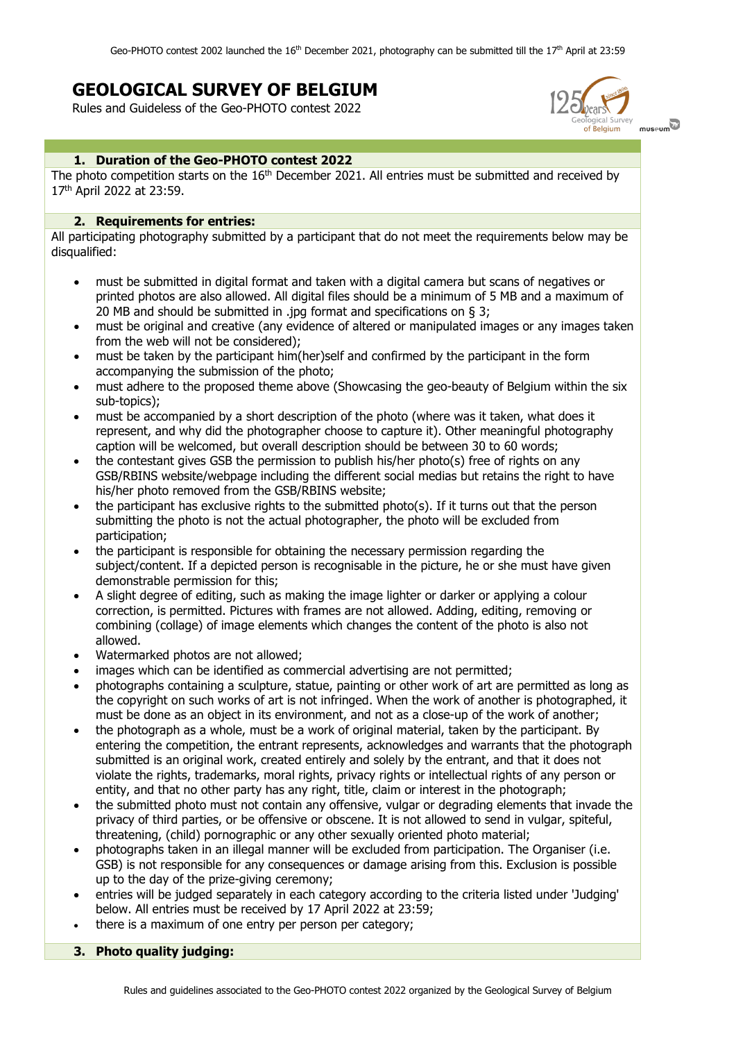# GEOLOGICAL SURVEY OF BELGIUM

Rules and Guideless of the Geo-PHOTO contest 2022

## 1. Duration of the Geo-PHOTO contest 2022

The photo competition starts on the 16th December 2021. All entries must be submitted and received by 17th April 2022 at 23:59.

## 2. Requirements for entries:

All participating photography submitted by a participant that do not meet the requirements below may be disqualified:

- must be submitted in digital format and taken with a digital camera but scans of negatives or printed photos are also allowed. All digital files should be a minimum of 5 MB and a maximum of 20 MB and should be submitted in .jpg format and specifications on § 3;
- must be original and creative (any evidence of altered or manipulated images or any images taken from the web will not be considered);
- must be taken by the participant him(her)self and confirmed by the participant in the form accompanying the submission of the photo;
- must adhere to the proposed theme above (Showcasing the geo-beauty of Belgium within the six sub-topics);
- must be accompanied by a short description of the photo (where was it taken, what does it represent, and why did the photographer choose to capture it). Other meaningful photography caption will be welcomed, but overall description should be between 30 to 60 words;
- the contestant gives GSB the permission to publish his/her photo(s) free of rights on any GSB/RBINS website/webpage including the different social medias but retains the right to have his/her photo removed from the GSB/RBINS website;
- the participant has exclusive rights to the submitted photo(s). If it turns out that the person submitting the photo is not the actual photographer, the photo will be excluded from participation;
- the participant is responsible for obtaining the necessary permission regarding the subject/content. If a depicted person is recognisable in the picture, he or she must have given demonstrable permission for this;
- A slight degree of editing, such as making the image lighter or darker or applying a colour correction, is permitted. Pictures with frames are not allowed. Adding, editing, removing or combining (collage) of image elements which changes the content of the photo is also not allowed.
- Watermarked photos are not allowed;
- images which can be identified as commercial advertising are not permitted;
- photographs containing a sculpture, statue, painting or other work of art are permitted as long as the copyright on such works of art is not infringed. When the work of another is photographed, it must be done as an object in its environment, and not as a close-up of the work of another;
- the photograph as a whole, must be a work of original material, taken by the participant. By entering the competition, the entrant represents, acknowledges and warrants that the photograph submitted is an original work, created entirely and solely by the entrant, and that it does not violate the rights, trademarks, moral rights, privacy rights or intellectual rights of any person or entity, and that no other party has any right, title, claim or interest in the photograph;
- the submitted photo must not contain any offensive, vulgar or degrading elements that invade the privacy of third parties, or be offensive or obscene. It is not allowed to send in vulgar, spiteful, threatening, (child) pornographic or any other sexually oriented photo material;
- photographs taken in an illegal manner will be excluded from participation. The Organiser (i.e. GSB) is not responsible for any consequences or damage arising from this. Exclusion is possible up to the day of the prize-giving ceremony;
- entries will be judged separately in each category according to the criteria listed under 'Judging' below. All entries must be received by 17 April 2022 at 23:59;
- there is a maximum of one entry per person per category;

## 3. Photo quality judging: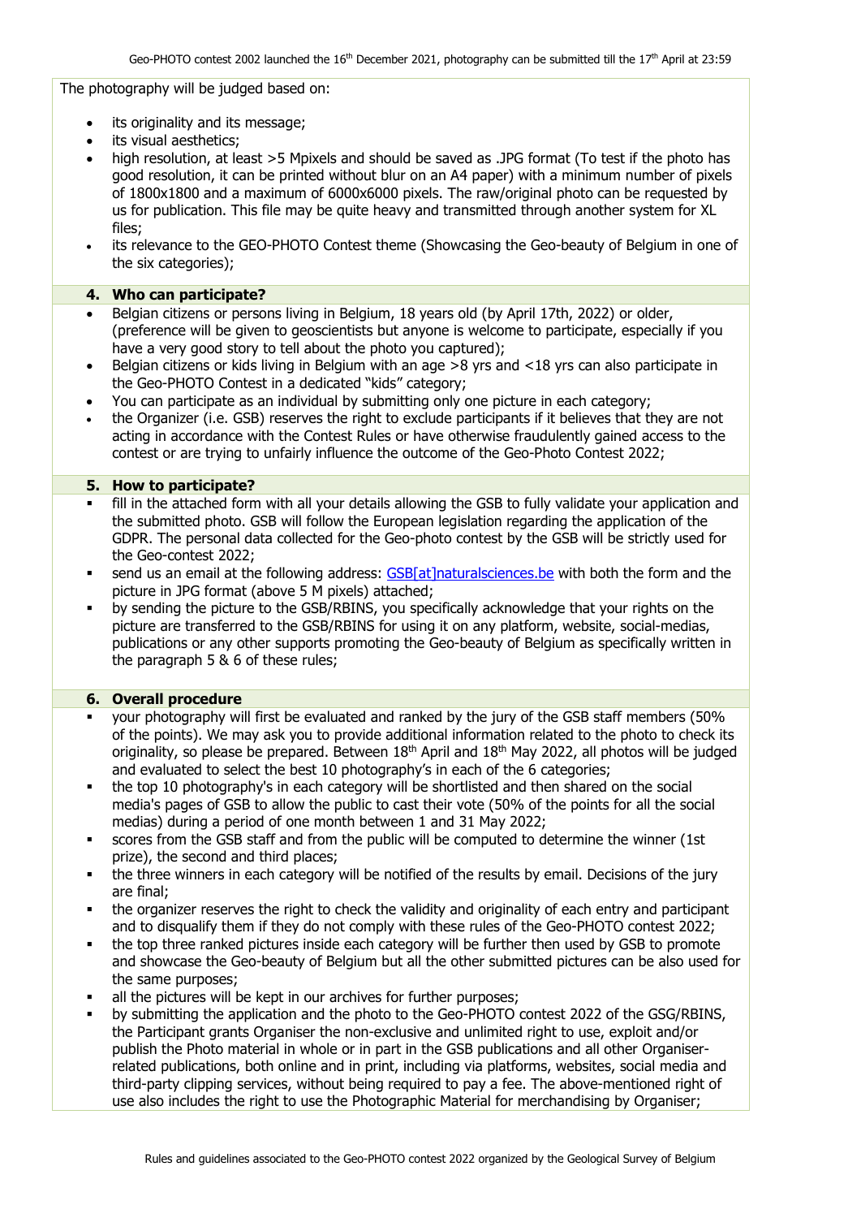The photography will be judged based on:

- its originality and its message;
- its visual aesthetics;
- high resolution, at least >5 Mpixels and should be saved as .JPG format (To test if the photo has good resolution, it can be printed without blur on an A4 paper) with a minimum number of pixels of 1800x1800 and a maximum of 6000x6000 pixels. The raw/original photo can be requested by us for publication. This file may be quite heavy and transmitted through another system for XL files;
- its relevance to the GEO-PHOTO Contest theme (Showcasing the Geo-beauty of Belgium in one of the six categories);

## 4. Who can participate?

- Belgian citizens or persons living in Belgium, 18 years old (by April 17th, 2022) or older, (preference will be given to geoscientists but anyone is welcome to participate, especially if you have a very good story to tell about the photo you captured);
- Belgian citizens or kids living in Belgium with an age >8 yrs and <18 yrs can also participate in the Geo-PHOTO Contest in a dedicated "kids" category;
- You can participate as an individual by submitting only one picture in each category;
- the Organizer (i.e. GSB) reserves the right to exclude participants if it believes that they are not acting in accordance with the Contest Rules or have otherwise fraudulently gained access to the contest or are trying to unfairly influence the outcome of the Geo-Photo Contest 2022;

## 5. How to participate?

- fill in the attached form with all your details allowing the GSB to fully validate your application and the submitted photo. GSB will follow the European legislation regarding the application of the GDPR. The personal data collected for the Geo-photo contest by the GSB will be strictly used for the Geo-contest 2022;
- send us an email at the following address: GSB[at]naturalsciences.be with both the form and the picture in JPG format (above 5 M pixels) attached;
- by sending the picture to the GSB/RBINS, you specifically acknowledge that your rights on the picture are transferred to the GSB/RBINS for using it on any platform, website, social-medias, publications or any other supports promoting the Geo-beauty of Belgium as specifically written in the paragraph 5 & 6 of these rules;

## 6. Overall procedure

- your photography will first be evaluated and ranked by the jury of the GSB staff members (50% of the points). We may ask you to provide additional information related to the photo to check its originality, so please be prepared. Between 18th April and 18th May 2022, all photos will be judged and evaluated to select the best 10 photography's in each of the 6 categories;
- the top 10 photography's in each category will be shortlisted and then shared on the social media's pages of GSB to allow the public to cast their vote (50% of the points for all the social medias) during a period of one month between 1 and 31 May 2022;
- scores from the GSB staff and from the public will be computed to determine the winner (1st prize), the second and third places;
- the three winners in each category will be notified of the results by email. Decisions of the jury are final;
- the organizer reserves the right to check the validity and originality of each entry and participant and to disqualify them if they do not comply with these rules of the Geo-PHOTO contest 2022;
- the top three ranked pictures inside each category will be further then used by GSB to promote and showcase the Geo-beauty of Belgium but all the other submitted pictures can be also used for the same purposes;
- all the pictures will be kept in our archives for further purposes;
- by submitting the application and the photo to the Geo-PHOTO contest 2022 of the GSG/RBINS, the Participant grants Organiser the non-exclusive and unlimited right to use, exploit and/or publish the Photo material in whole or in part in the GSB publications and all other Organiser-related publications, both online and in print, including via platforms, websites, social media and third-party clipping services, without being required to pay a fee. The above-mentioned right of use also includes the right to use the Photographic Material for merchandising by Organiser;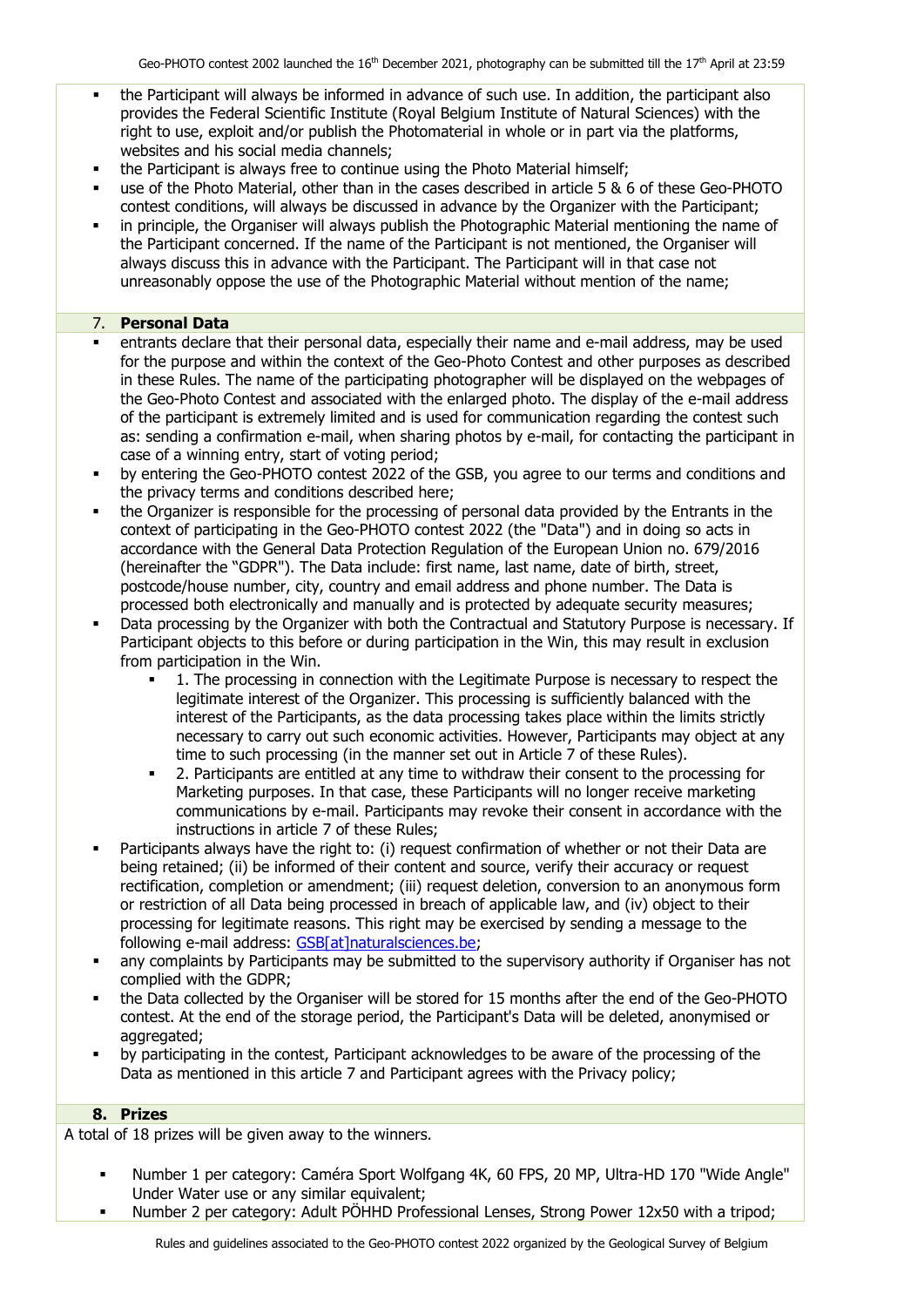- the Participant will always be informed in advance of such use. In addition, the participant also provides the Federal Scientific Institute (Royal Belgium Institute of Natural Sciences) with the right to use, exploit and/or publish the Photomaterial in whole or in part via the platforms, websites and his social media channels;
- the Participant is always free to continue using the Photo Material himself;
- use of the Photo Material, other than in the cases described in article 5 & 6 of these Geo-PHOTO contest conditions, will always be discussed in advance by the Organizer with the Participant;
- in principle, the Organiser will always publish the Photographic Material mentioning the name of the Participant concerned. If the name of the Participant is not mentioned, the Organiser will always discuss this in advance with the Participant. The Participant will in that case not unreasonably oppose the use of the Photographic Material without mention of the name;

## 7. **Personal Data**

- entrants declare that their personal data, especially their name and e-mail address, may be used for the purpose and within the context of the Geo-Photo Contest and other purposes as described in these Rules. The name of the participating photographer will be displayed on the webpages of the Geo-Photo Contest and associated with the enlarged photo. The display of the e-mail address of the participant is extremely limited and is used for communication regarding the contest such as: sending a confirmation e-mail, when sharing photos by e-mail, for contacting the participant in case of a winning entry, start of voting period;
- by entering the Geo-PHOTO contest 2022 of the GSB, you agree to our terms and conditions and the privacy terms and conditions described here;
- the Organizer is responsible for the processing of personal data provided by the Entrants in the context of participating in the Geo-PHOTO contest 2022 (the "Data") and in doing so acts in accordance with the General Data Protection Regulation of the European Union no. 679/2016 (hereinafter the "GDPR"). The Data include: first name, last name, date of birth, street, postcode/house number, city, country and email address and phone number. The Data is processed both electronically and manually and is protected by adequate security measures;
- Data processing by the Organizer with both the Contractual and Statutory Purpose is necessary. If Participant objects to this before or during participation in the Win, this may result in exclusion from participation in the Win.
  - 1. The processing in connection with the Legitimate Purpose is necessary to respect the legitimate interest of the Organizer. This processing is sufficiently balanced with the interest of the Participants, as the data processing takes place within the limits strictly necessary to carry out such economic activities. However, Participants may object at any time to such processing (in the manner set out in Article 7 of these Rules).
  - 2. Participants are entitled at any time to withdraw their consent to the processing for Marketing purposes. In that case, these Participants will no longer receive marketing communications by e-mail. Participants may revoke their consent in accordance with the instructions in article 7 of these Rules;
- Participants always have the right to: (i) request confirmation of whether or not their Data are being retained; (ii) be informed of their content and source, verify their accuracy or request rectification, completion or amendment; (iii) request deletion, conversion to an anonymous form or restriction of all Data being processed in breach of applicable law, and (iv) object to their processing for legitimate reasons. This right may be exercised by sending a message to the following e-mail address: GSB[at]naturalsciences.be;
- any complaints by Participants may be submitted to the supervisory authority if Organiser has not complied with the GDPR;
- the Data collected by the Organiser will be stored for 15 months after the end of the Geo-PHOTO contest. At the end of the storage period, the Participant's Data will be deleted, anonymised or aggregated;
- by participating in the contest, Participant acknowledges to be aware of the processing of the Data as mentioned in this article 7 and Participant agrees with the Privacy policy;

## 8. **Prizes**

A total of 18 prizes will be given away to the winners.

- Number 1 per category: Caméra Sport Wolfgang 4K, 60 FPS, 20 MP, Ultra-HD 170 "Wide Angle" Under Water use or any similar equivalent;
- Number 2 per category: Adult PÖHHD Professional Lenses, Strong Power 12x50 with a tripod;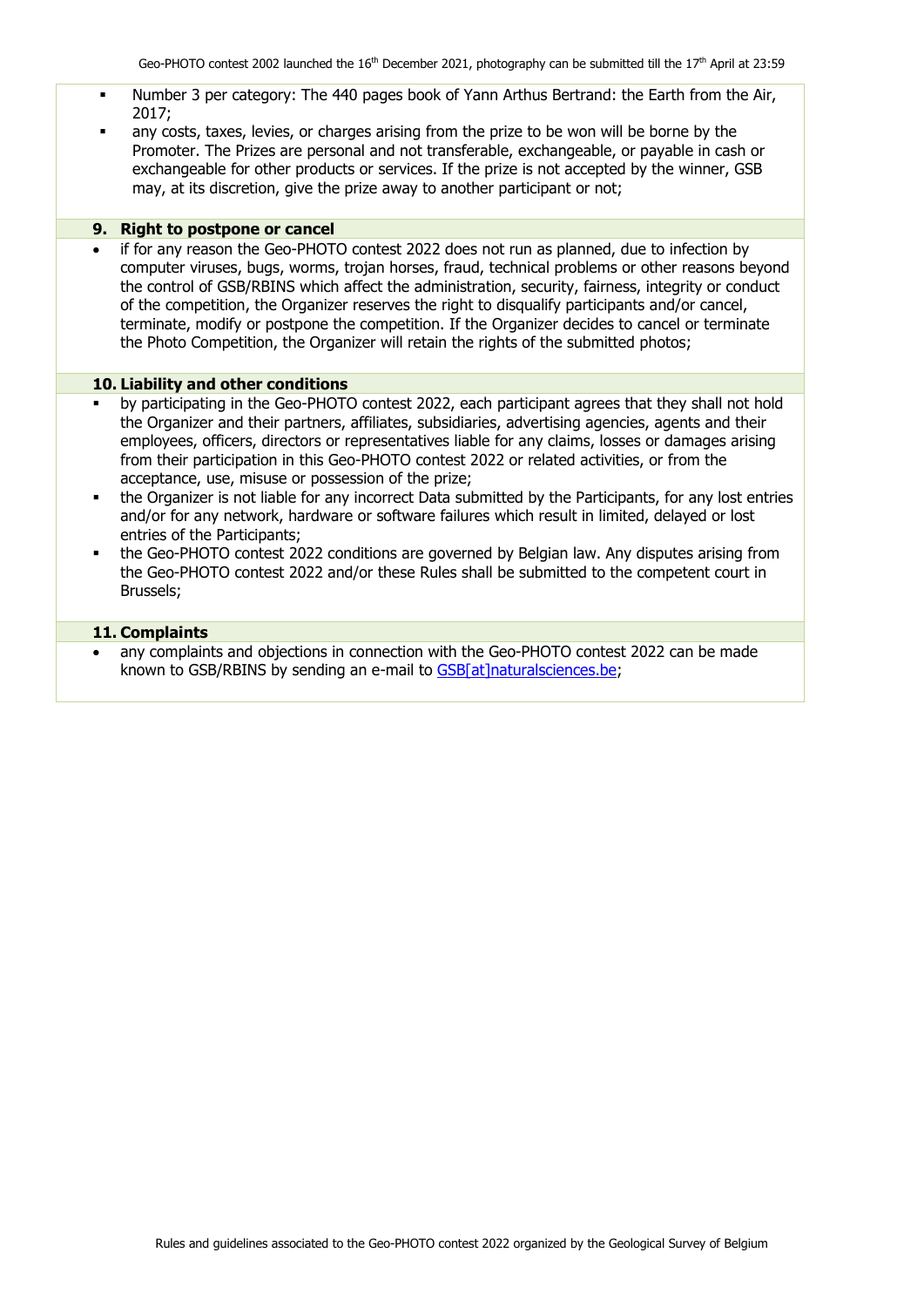- Number 3 per category: The 440 pages book of Yann Arthus Bertrand: the Earth from the Air, 2017;
- any costs, taxes, levies, or charges arising from the prize to be won will be borne by the Promoter. The Prizes are personal and not transferable, exchangeable, or payable in cash or exchangeable for other products or services. If the prize is not accepted by the winner, GSB may, at its discretion, give the prize away to another participant or not;

## 9. Right to postpone or cancel

- if for any reason the Geo-PHOTO contest 2022 does not run as planned, due to infection by computer viruses, bugs, worms, trojan horses, fraud, technical problems or other reasons beyond the control of GSB/RBINS which affect the administration, security, fairness, integrity or conduct of the competition, the Organizer reserves the right to disqualify participants and/or cancel, terminate, modify or postpone the competition. If the Organizer decides to cancel or terminate the Photo Competition, the Organizer will retain the rights of the submitted photos;

## 10. Liability and other conditions

- by participating in the Geo-PHOTO contest 2022, each participant agrees that they shall not hold the Organizer and their partners, affiliates, subsidiaries, advertising agencies, agents and their employees, officers, directors or representatives liable for any claims, losses or damages arising from their participation in this Geo-PHOTO contest 2022 or related activities, or from the acceptance, use, misuse or possession of the prize;
- the Organizer is not liable for any incorrect Data submitted by the Participants, for any lost entries and/or for any network, hardware or software failures which result in limited, delayed or lost entries of the Participants;
- the Geo-PHOTO contest 2022 conditions are governed by Belgian law. Any disputes arising from the Geo-PHOTO contest 2022 and/or these Rules shall be submitted to the competent court in Brussels;

## 11. Complaints

- any complaints and objections in connection with the Geo-PHOTO contest 2022 can be made known to GSB/RBINS by sending an e-mail to GSB[at]naturalsciences.be;